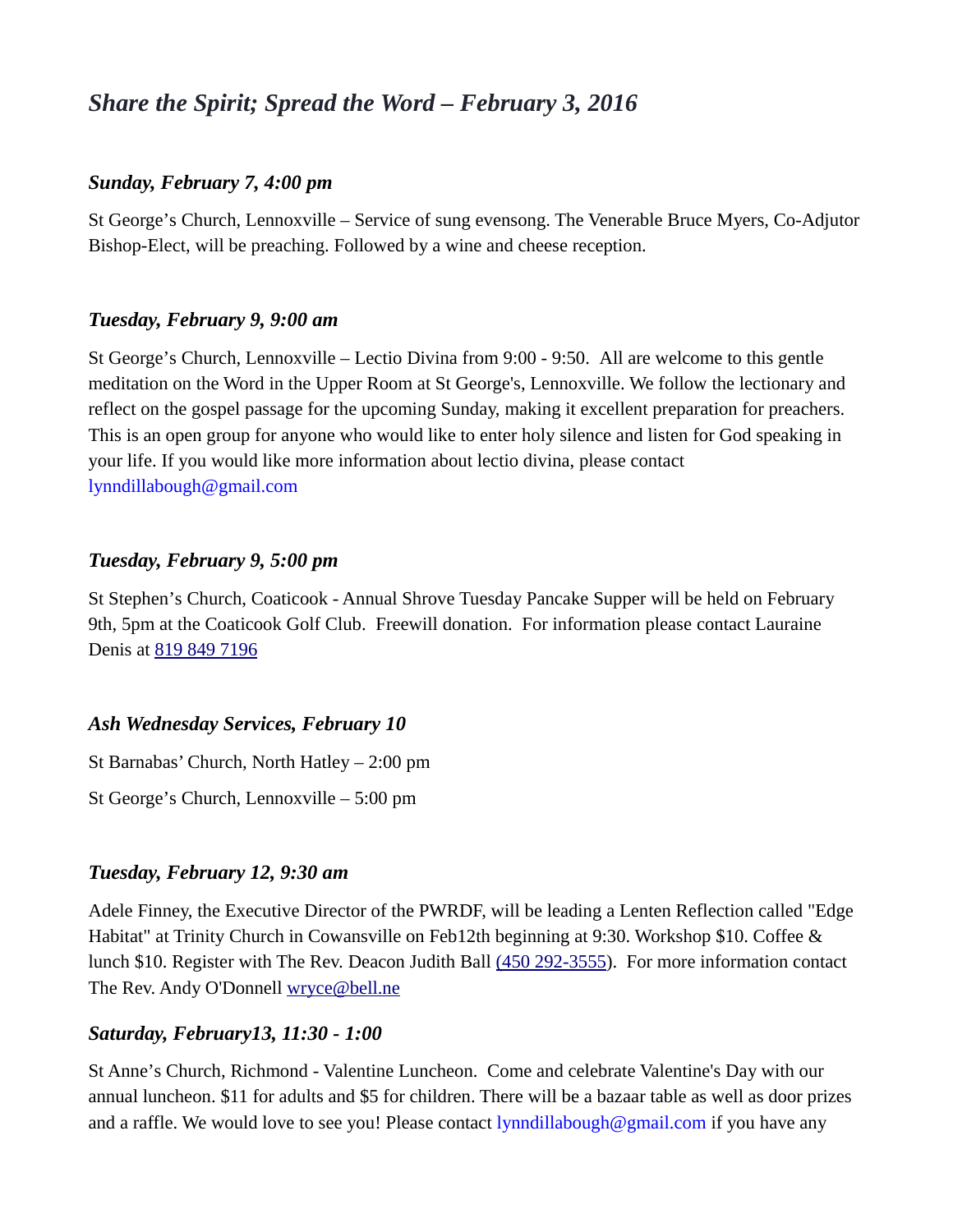# *Share the Spirit; Spread the Word – February 3, 2016*

### *Sunday, February 7, 4:00 pm*

St George's Church, Lennoxville – Service of sung evensong. The Venerable Bruce Myers, Co-Adjutor Bishop-Elect, will be preaching. Followed by a wine and cheese reception.

### *Tuesday, February 9, 9:00 am*

St George's Church, Lennoxville – Lectio Divina from 9:00 - 9:50. All are welcome to this gentle meditation on the Word in the Upper Room at St George's, Lennoxville. We follow the lectionary and reflect on the gospel passage for the upcoming Sunday, making it excellent preparation for preachers. This is an open group for anyone who would like to enter holy silence and listen for God speaking in your life. If you would like more information about lectio divina, please contact lynndillabough@gmail.com

### *Tuesday, February 9, 5:00 pm*

St Stephen's Church, Coaticook - Annual Shrove Tuesday Pancake Supper will be held on February 9th, 5pm at the Coaticook Golf Club. Freewill donation. For information please contact Lauraine Denis at 819 849 7196

### *Ash Wednesday Services, February 10*

St Barnabas' Church, North Hatley – 2:00 pm

St George's Church, Lennoxville – 5:00 pm

### *Tuesday, February 12, 9:30 am*

Adele Finney, the Executive Director of the PWRDF, will be leading a Lenten Reflection called "Edge Habitat" at Trinity Church in Cowansville on Feb12th beginning at 9:30. Workshop $10. Coffee & lunch $10. Register with The Rev. Deacon Judith Ball (450 292-3555). For more information contact The Rev. Andy O'Donnell wryce@bell.ne

### *Saturday, February13, 11:30 - 1:00*

St Anne's Church, Richmond - Valentine Luncheon. Come and celebrate Valentine's Day with our annual luncheon. $11 for adults and $5 for children. There will be a bazaar table as well as door prizes and a raffle. We would love to see you! Please contact lynndillabough@gmail.com if you have any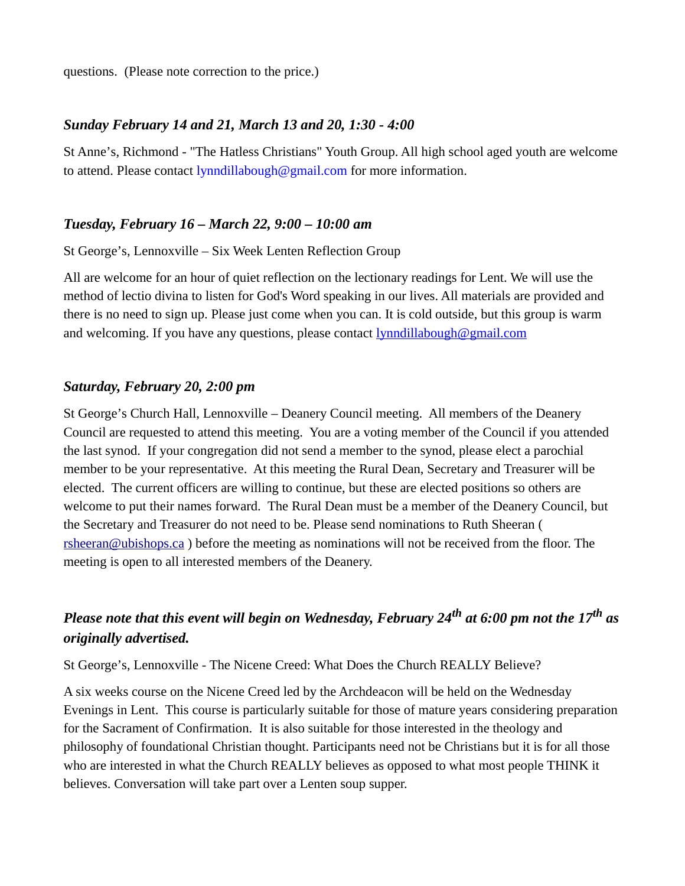questions.  (Please note correction to the price.)

### *Sunday February 14 and 21, March 13 and 20, 1:30 - 4:00*

St Anne's, Richmond - "The Hatless Christians" Youth Group. All high school aged youth are welcome to attend. Please contact lynndillabough@gmail.com for more information.

### *Tuesday, February 16 – March 22, 9:00 – 10:00 am*

St George's, Lennoxville – Six Week Lenten Reflection Group

All are welcome for an hour of quiet reflection on the lectionary readings for Lent. We will use the method of lectio divina to listen for God's Word speaking in our lives. All materials are provided and there is no need to sign up. Please just come when you can. It is cold outside, but this group is warm and welcoming. If you have any questions, please contact lynndillabough@gmail.com

### *Saturday, February 20, 2:00 pm*

St George's Church Hall, Lennoxville – Deanery Council meeting.  All members of the Deanery Council are requested to attend this meeting.  You are a voting member of the Council if you attended the last synod.  If your congregation did not send a member to the synod, please elect a parochial member to be your representative.  At this meeting the Rural Dean, Secretary and Treasurer will be elected.  The current officers are willing to continue, but these are elected positions so others are welcome to put their names forward.  The Rural Dean must be a member of the Deanery Council, but the Secretary and Treasurer do not need to be. Please send nominations to Ruth Sheeran ( rsheeran@ubishops.ca ) before the meeting as nominations will not be received from the floor. The meeting is open to all interested members of the Deanery.

### *Please note that this event will begin on Wednesday, February 24th at 6:00 pm not the 17th as originally advertised.*

St George's, Lennoxville - The Nicene Creed: What Does the Church REALLY Believe?

A six weeks course on the Nicene Creed led by the Archdeacon will be held on the Wednesday Evenings in Lent.  This course is particularly suitable for those of mature years considering preparation for the Sacrament of Confirmation.  It is also suitable for those interested in the theology and philosophy of foundational Christian thought. Participants need not be Christians but it is for all those who are interested in what the Church REALLY believes as opposed to what most people THINK it believes. Conversation will take part over a Lenten soup supper.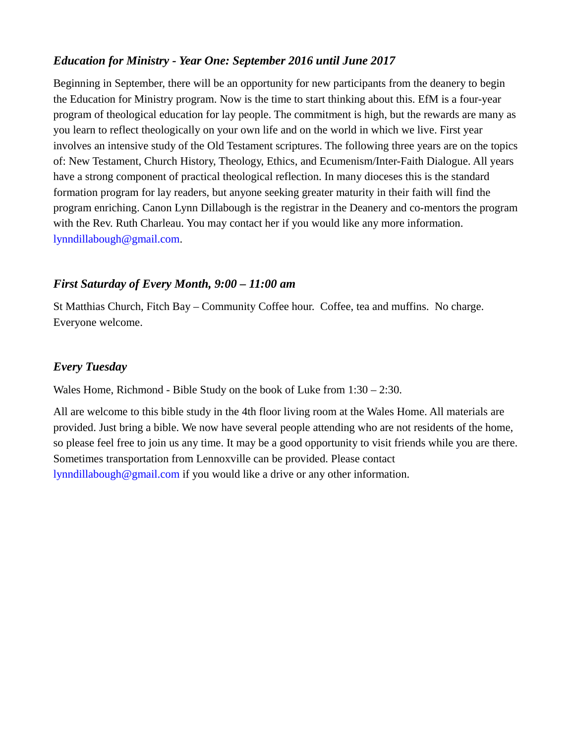### *Education for Ministry - Year One: September 2016 until June 2017*

Beginning in September, there will be an opportunity for new participants from the deanery to begin the Education for Ministry program. Now is the time to start thinking about this. EfM is a four-year program of theological education for lay people. The commitment is high, but the rewards are many as you learn to reflect theologically on your own life and on the world in which we live. First year involves an intensive study of the Old Testament scriptures. The following three years are on the topics of: New Testament, Church History, Theology, Ethics, and Ecumenism/Inter-Faith Dialogue. All years have a strong component of practical theological reflection. In many dioceses this is the standard formation program for lay readers, but anyone seeking greater maturity in their faith will find the program enriching. Canon Lynn Dillabough is the registrar in the Deanery and co-mentors the program with the Rev. Ruth Charleau. You may contact her if you would like any more information. lynndillabough@gmail.com.

### *First Saturday of Every Month, 9:00 – 11:00 am*

St Matthias Church, Fitch Bay – Community Coffee hour. Coffee, tea and muffins. No charge. Everyone welcome.

### *Every Tuesday*

Wales Home, Richmond - Bible Study on the book of Luke from 1:30 – 2:30.

All are welcome to this bible study in the 4th floor living room at the Wales Home. All materials are provided. Just bring a bible. We now have several people attending who are not residents of the home, so please feel free to join us any time. It may be a good opportunity to visit friends while you are there. Sometimes transportation from Lennoxville can be provided. Please contact lynndillabough@gmail.com if you would like a drive or any other information.